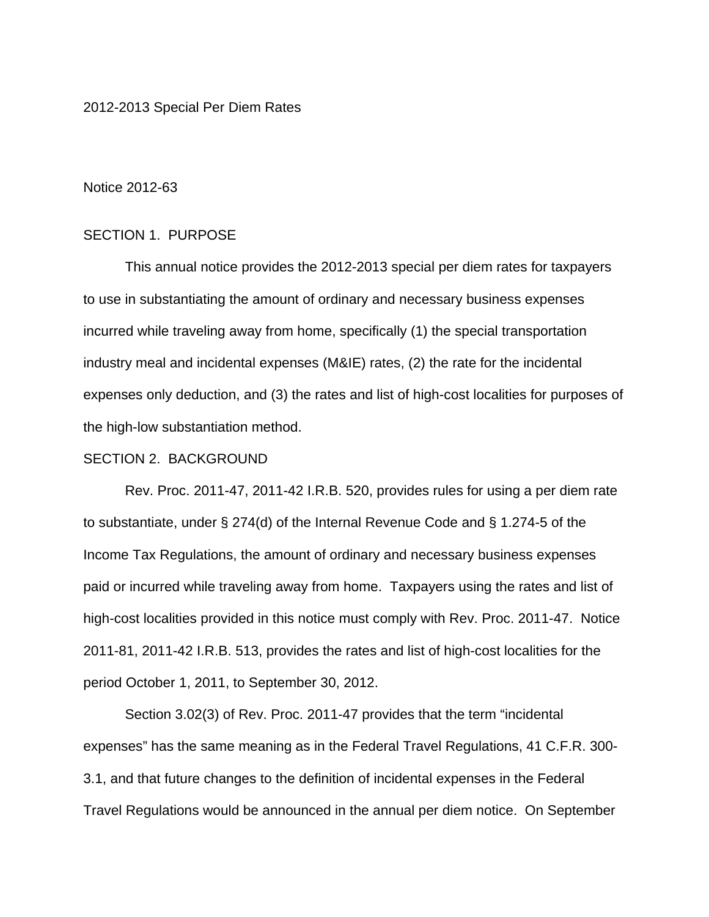# 2012-2013 Special Per Diem Rates

Notice 2012-63

## SECTION 1. PURPOSE

This annual notice provides the 2012-2013 special per diem rates for taxpayers to use in substantiating the amount of ordinary and necessary business expenses incurred while traveling away from home, specifically (1) the special transportation industry meal and incidental expenses (M&IE) rates, (2) the rate for the incidental expenses only deduction, and (3) the rates and list of high-cost localities for purposes of the high-low substantiation method.

## SECTION 2. BACKGROUND

Rev. Proc. 2011-47, 2011-42 I.R.B. 520, provides rules for using a per diem rate to substantiate, under § 274(d) of the Internal Revenue Code and § 1.274-5 of the Income Tax Regulations, the amount of ordinary and necessary business expenses paid or incurred while traveling away from home. Taxpayers using the rates and list of high-cost localities provided in this notice must comply with Rev. Proc. 2011-47. Notice 2011-81, 2011-42 I.R.B. 513, provides the rates and list of high-cost localities for the period October 1, 2011, to September 30, 2012.

Section 3.02(3) of Rev. Proc. 2011-47 provides that the term "incidental expenses" has the same meaning as in the Federal Travel Regulations, 41 C.F.R. 300-3.1, and that future changes to the definition of incidental expenses in the Federal Travel Regulations would be announced in the annual per diem notice. On September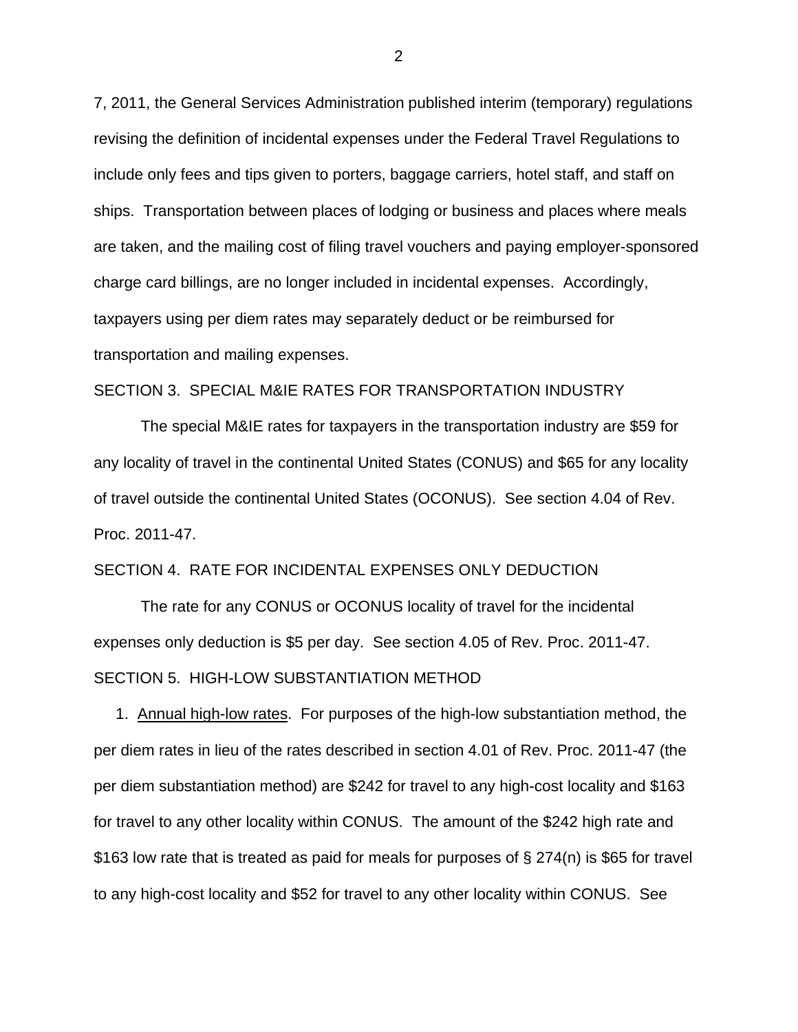7, 2011, the General Services Administration published interim (temporary) regulations revising the definition of incidental expenses under the Federal Travel Regulations to include only fees and tips given to porters, baggage carriers, hotel staff, and staff on ships. Transportation between places of lodging or business and places where meals are taken, and the mailing cost of filing travel vouchers and paying employer-sponsored charge card billings, are no longer included in incidental expenses. Accordingly, taxpayers using per diem rates may separately deduct or be reimbursed for transportation and mailing expenses.

SECTION 3. SPECIAL M&IE RATES FOR TRANSPORTATION INDUSTRY

The special M&IE rates for taxpayers in the transportation industry are $59 for any locality of travel in the continental United States (CONUS) and $65 for any locality of travel outside the continental United States (OCONUS). See section 4.04 of Rev. Proc. 2011-47.

SECTION 4. RATE FOR INCIDENTAL EXPENSES ONLY DEDUCTION

The rate for any CONUS or OCONUS locality of travel for the incidental expenses only deduction is $5 per day. See section 4.05 of Rev. Proc. 2011-47.

SECTION 5. HIGH-LOW SUBSTANTIATION METHOD

1. Annual high-low rates. For purposes of the high-low substantiation method, the per diem rates in lieu of the rates described in section 4.01 of Rev. Proc. 2011-47 (the per diem substantiation method) are $242 for travel to any high-cost locality and $163 for travel to any other locality within CONUS. The amount of the $242 high rate and $163 low rate that is treated as paid for meals for purposes of § 274(n) is $65 for travel to any high-cost locality and $52 for travel to any other locality within CONUS. See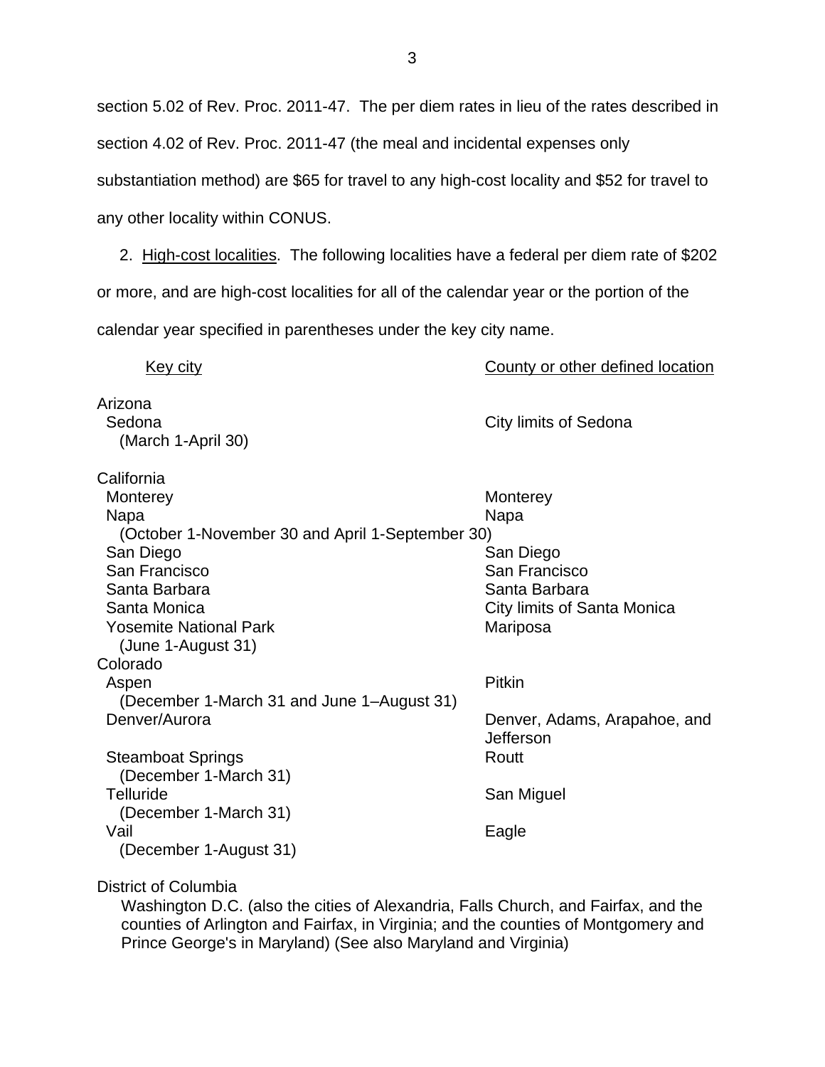section 5.02 of Rev. Proc. 2011-47. The per diem rates in lieu of the rates described in section 4.02 of Rev. Proc. 2011-47 (the meal and incidental expenses only substantiation method) are \$65 for travel to any high-cost locality and \$52 for travel to any other locality within CONUS.

2. High-cost localities. The following localities have a federal per diem rate of \$202 or more, and are high-cost localities for all of the calendar year or the portion of the calendar year specified in parentheses under the key city name.

| Key city | County or other defined location |
|---|---|
| **Arizona** | |
| Sedona (March 1-April 30) | City limits of Sedona |
| **California** | |
| Monterey | Monterey |
| Napa (October 1-November 30 and April 1-September 30) | Napa |
| San Diego | San Diego |
| San Francisco | San Francisco |
| Santa Barbara | Santa Barbara |
| Santa Monica | City limits of Santa Monica |
| Yosemite National Park (June 1-August 31) | Mariposa |
| **Colorado** | |
| Aspen (December 1-March 31 and June 1–August 31) | Pitkin |
| Denver/Aurora | Denver, Adams, Arapahoe, and Jefferson |
| Steamboat Springs (December 1-March 31) | Routt |
| Telluride (December 1-March 31) | San Miguel |
| Vail (December 1-August 31) | Eagle |

District of Columbia

Washington D.C. (also the cities of Alexandria, Falls Church, and Fairfax, and the counties of Arlington and Fairfax, in Virginia; and the counties of Montgomery and Prince George's in Maryland) (See also Maryland and Virginia)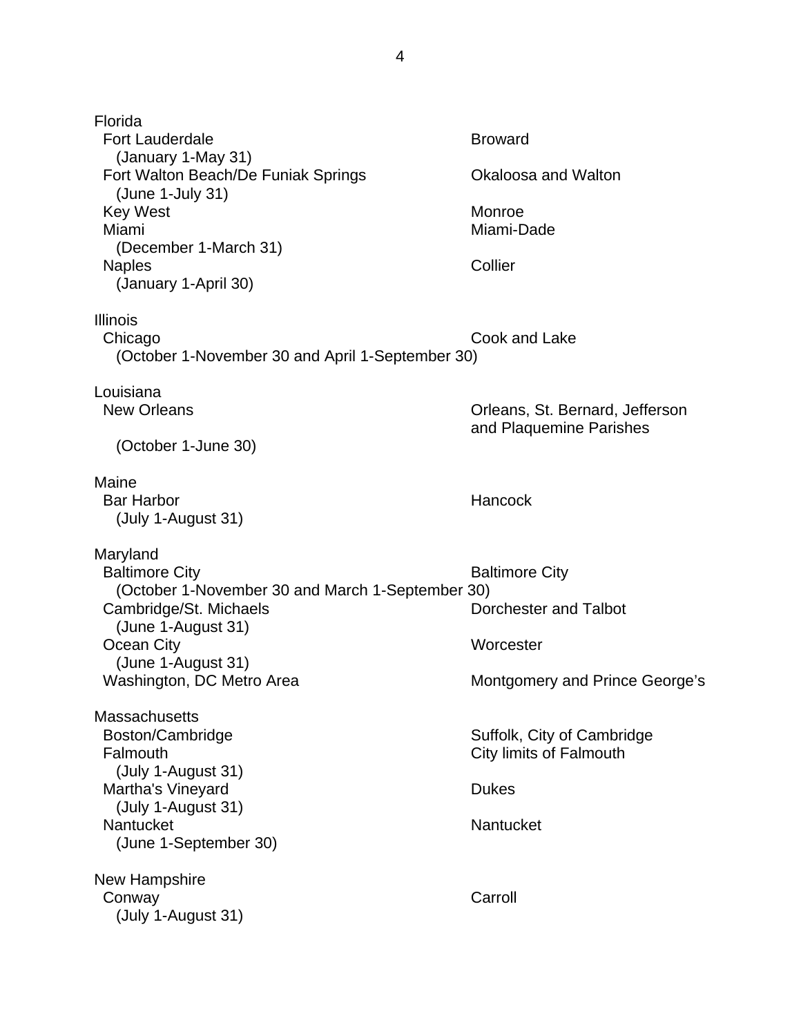| | |
|---|---|
| **Florida** | |
| Fort Lauderdale (January 1-May 31) | Broward |
| Fort Walton Beach/De Funiak Springs (June 1-July 31) | Okaloosa and Walton |
| Key West | Monroe |
| Miami (December 1-March 31) | Miami-Dade |
| Naples (January 1-April 30) | Collier |
| **Illinois** | |
| Chicago (October 1-November 30 and April 1-September 30) | Cook and Lake |
| **Louisiana** | |
| New Orleans (October 1-June 30) | Orleans, St. Bernard, Jefferson and Plaquemine Parishes |
| **Maine** | |
| Bar Harbor (July 1-August 31) | Hancock |
| **Maryland** | |
| Baltimore City (October 1-November 30 and March 1-September 30) | Baltimore City |
| Cambridge/St. Michaels (June 1-August 31) | Dorchester and Talbot |
| Ocean City (June 1-August 31) | Worcester |
| Washington, DC Metro Area | Montgomery and Prince George's |
| **Massachusetts** | |
| Boston/Cambridge | Suffolk, City of Cambridge |
| Falmouth (July 1-August 31) | City limits of Falmouth |
| Martha's Vineyard (July 1-August 31) | Dukes |
| Nantucket (June 1-September 30) | Nantucket |
| **New Hampshire** | |
| Conway (July 1-August 31) | Carroll |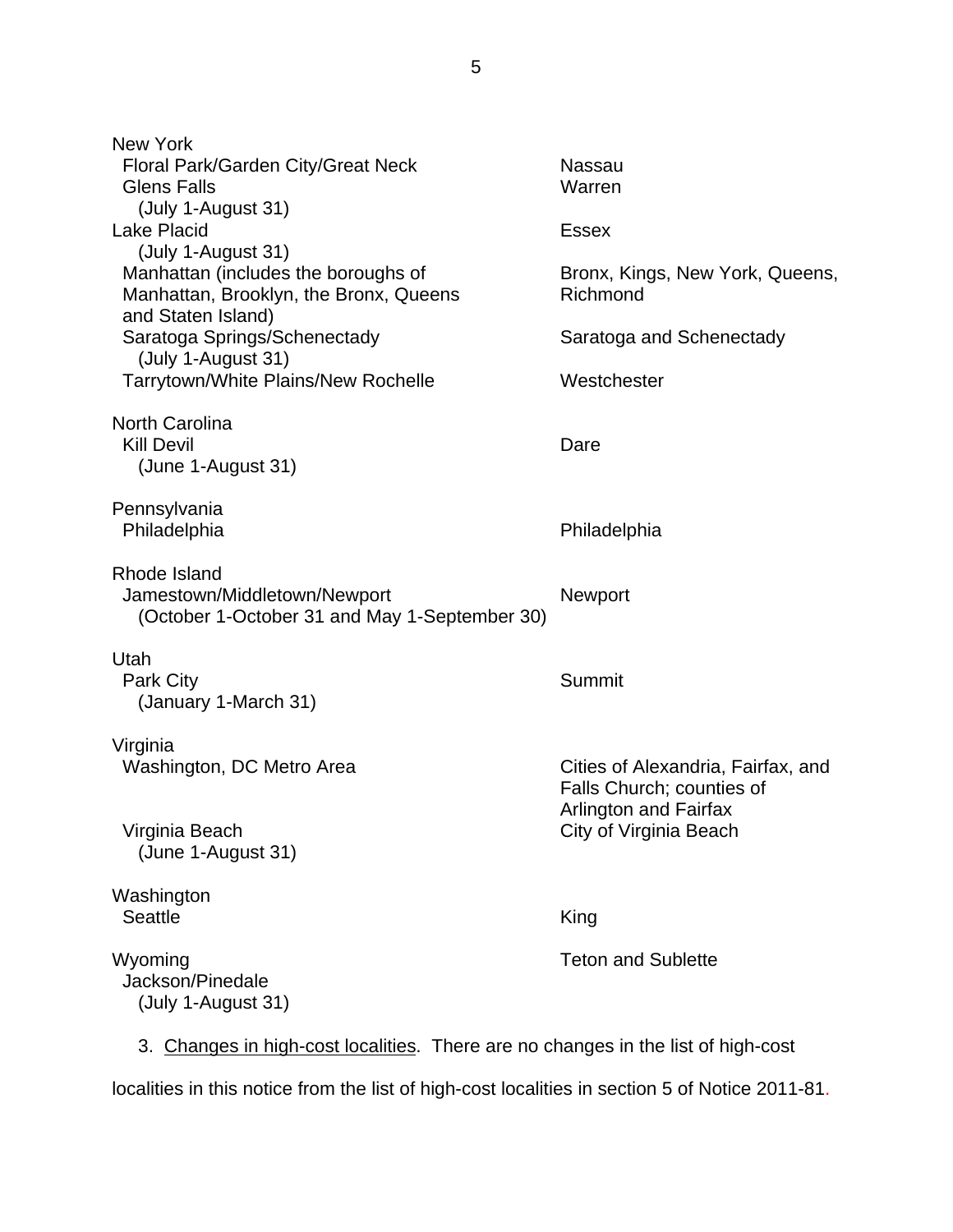| Key city | County or other defined location |
|---|---|
| **New York** | |
| Floral Park/Garden City/Great Neck | Nassau |
| Glens Falls (July 1-August 31) | Warren |
| Lake Placid (July 1-August 31) | Essex |
| Manhattan (includes the boroughs of Manhattan, Brooklyn, the Bronx, Queens and Staten Island) | Bronx, Kings, New York, Queens, Richmond |
| Saratoga Springs/Schenectady (July 1-August 31) | Saratoga and Schenectady |
| Tarrytown/White Plains/New Rochelle | Westchester |
| **North Carolina** | |
| Kill Devil (June 1-August 31) | Dare |
| **Pennsylvania** | |
| Philadelphia | Philadelphia |
| **Rhode Island** | |
| Jamestown/Middletown/Newport (October 1-October 31 and May 1-September 30) | Newport |
| **Utah** | |
| Park City (January 1-March 31) | Summit |
| **Virginia** | |
| Washington, DC Metro Area | Cities of Alexandria, Fairfax, and Falls Church; counties of Arlington and Fairfax |
| Virginia Beach (June 1-August 31) | City of Virginia Beach |
| **Washington** | |
| Seattle | King |
| **Wyoming** | Teton and Sublette |
| Jackson/Pinedale (July 1-August 31) | |

3. Changes in high-cost localities. There are no changes in the list of high-cost localities in this notice from the list of high-cost localities in section 5 of Notice 2011-81.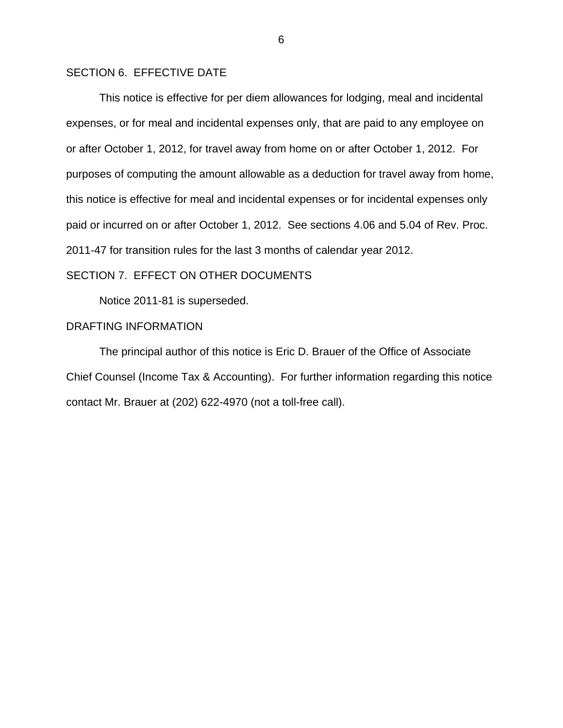## SECTION 6. EFFECTIVE DATE

This notice is effective for per diem allowances for lodging, meal and incidental expenses, or for meal and incidental expenses only, that are paid to any employee on or after October 1, 2012, for travel away from home on or after October 1, 2012. For purposes of computing the amount allowable as a deduction for travel away from home, this notice is effective for meal and incidental expenses or for incidental expenses only paid or incurred on or after October 1, 2012. See sections 4.06 and 5.04 of Rev. Proc. 2011-47 for transition rules for the last 3 months of calendar year 2012.

## SECTION 7. EFFECT ON OTHER DOCUMENTS

Notice 2011-81 is superseded.

## DRAFTING INFORMATION

The principal author of this notice is Eric D. Brauer of the Office of Associate Chief Counsel (Income Tax & Accounting). For further information regarding this notice contact Mr. Brauer at (202) 622-4970 (not a toll-free call).